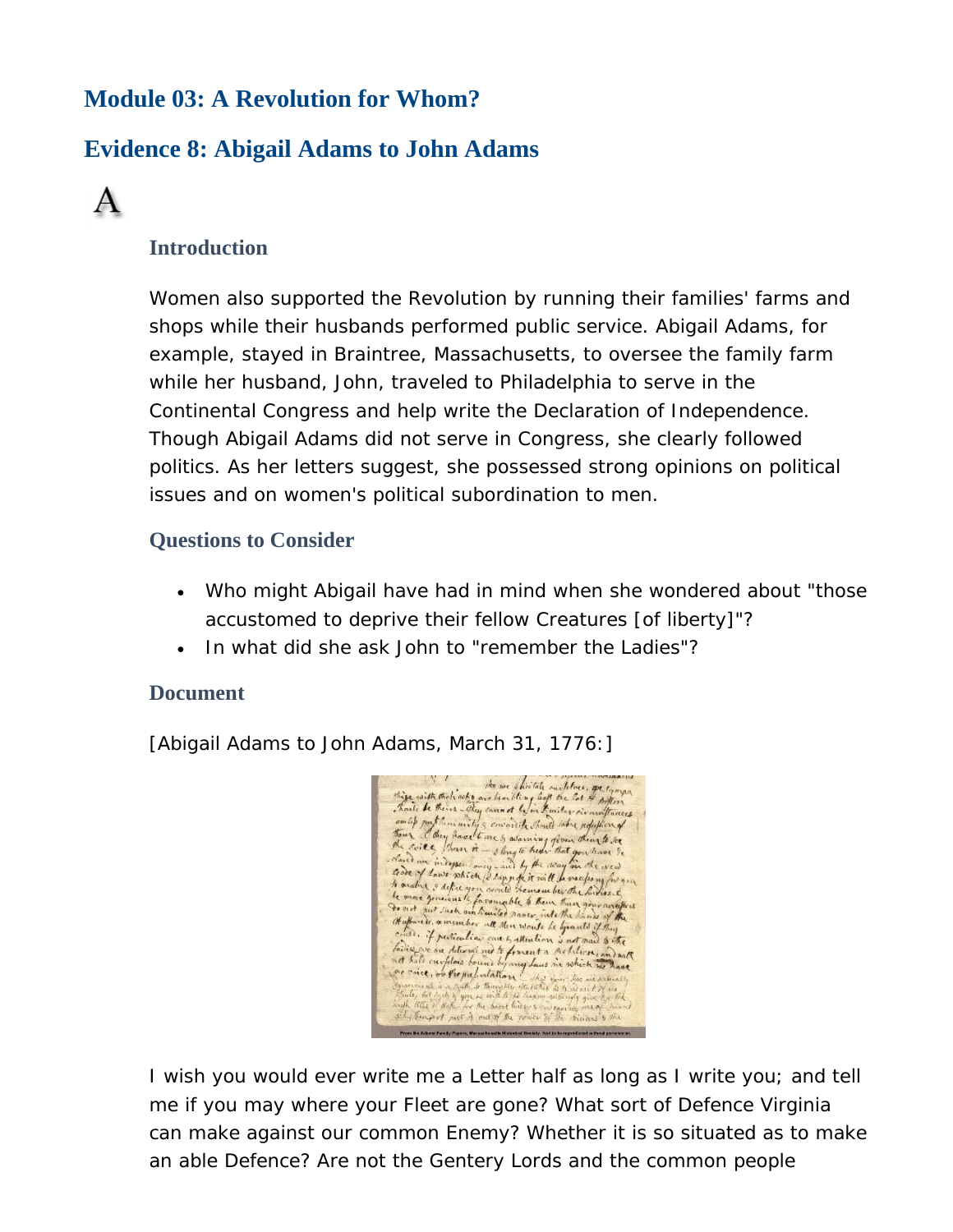## Module 03: A Revolution for Whom?

## Evidence 8: Abigail Adams to John Adams

A

### Introduction

Women also supported the Revolution by running their families' farms and shops while their husbands performed public service. Abigail Adams, for example, stayed in Braintree, Massachusetts, to oversee the family farm while her husband, John, traveled to Philadelphia to serve in the Continental Congress and help write the Declaration of Independence. Though Abigail Adams did not serve in Congress, she clearly followed politics. As her letters suggest, she possessed strong opinions on political issues and on women's political subordination to men.

### Questions to Consider

- Who might Abigail have had in mind when she wondered about "those accustomed to deprive their fellow Creatures [of liberty]"?
- In what did she ask John to "remember the Ladies"?

### Document

[Abigail Adams to John Adams, March 31, 1776:]

I wish you would ever write me a Letter half as long as I write you; and tell me if you may where your Fleet are gone? What sort of Defence Virginia can make against our common Enemy? Whether it is so situated as to make an able Defence? Are not the Gentery Lords and the common people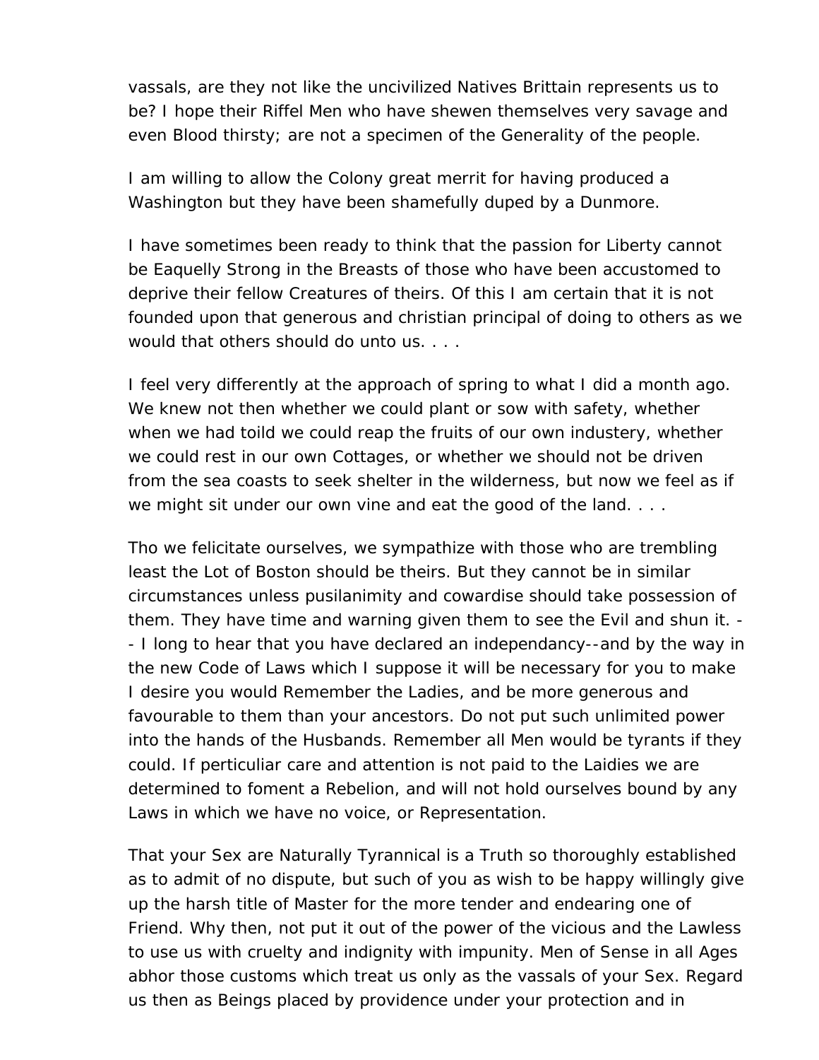vassals, are they not like the uncivilized Natives Brittain represents us to be? I hope their Riffel Men who have shewen themselves very savage and even Blood thirsty; are not a specimen of the Generality of the people.

I am willing to allow the Colony great merrit for having produced a Washington but they have been shamefully duped by a Dunmore.

I have sometimes been ready to think that the passion for Liberty cannot be Eaquelly Strong in the Breasts of those who have been accustomed to deprive their fellow Creatures of theirs. Of this I am certain that it is not founded upon that generous and christian principal of doing to others as we would that others should do unto us. . . .

I feel very differently at the approach of spring to what I did a month ago. We knew not then whether we could plant or sow with safety, whether when we had toild we could reap the fruits of our own industery, whether we could rest in our own Cottages, or whether we should not be driven from the sea coasts to seek shelter in the wilderness, but now we feel as if we might sit under our own vine and eat the good of the land. . . .

Tho we felicitate ourselves, we sympathize with those who are trembling least the Lot of Boston should be theirs. But they cannot be in similar circumstances unless pusilanimity and cowardise should take possession of them. They have time and warning given them to see the Evil and shun it. -- I long to hear that you have declared an independancy--and by the way in the new Code of Laws which I suppose it will be necessary for you to make I desire you would Remember the Ladies, and be more generous and favourable to them than your ancestors. Do not put such unlimited power into the hands of the Husbands. Remember all Men would be tyrants if they could. If perticuliar care and attention is not paid to the Laidies we are determined to foment a Rebelion, and will not hold ourselves bound by any Laws in which we have no voice, or Representation.

That your Sex are Naturally Tyrannical is a Truth so thoroughly established as to admit of no dispute, but such of you as wish to be happy willingly give up the harsh title of Master for the more tender and endearing one of Friend. Why then, not put it out of the power of the vicious and the Lawless to use us with cruelty and indignity with impunity. Men of Sense in all Ages abhor those customs which treat us only as the vassals of your Sex. Regard us then as Beings placed by providence under your protection and in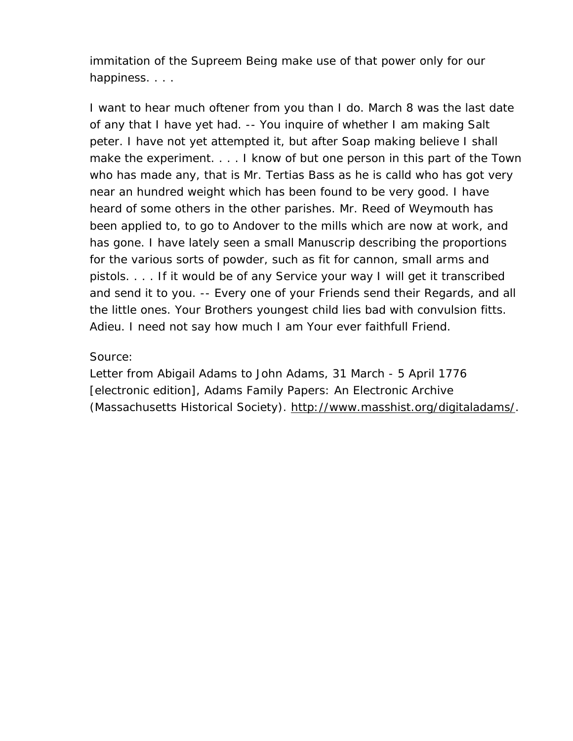immitation of the Supreem Being make use of that power only for our happiness. . . .

I want to hear much oftener from you than I do. March 8 was the last date of any that I have yet had. -- You inquire of whether I am making Salt peter. I have not yet attempted it, but after Soap making believe I shall make the experiment. . . . I know of but one person in this part of the Town who has made any, that is Mr. Tertias Bass as he is calld who has got very near an hundred weight which has been found to be very good. I have heard of some others in the other parishes. Mr. Reed of Weymouth has been applied to, to go to Andover to the mills which are now at work, and has gone. I have lately seen a small Manuscrip describing the proportions for the various sorts of powder, such as fit for cannon, small arms and pistols. . . . If it would be of any Service your way I will get it transcribed and send it to you. -- Every one of your Friends send their Regards, and all the little ones. Your Brothers youngest child lies bad with convulsion fitts. Adieu. I need not say how much I am Your ever faithfull Friend.

Source:
Letter from Abigail Adams to John Adams, 31 March - 5 April 1776 [electronic edition], Adams Family Papers: An Electronic Archive (Massachusetts Historical Society). http://www.masshist.org/digitaladams/.